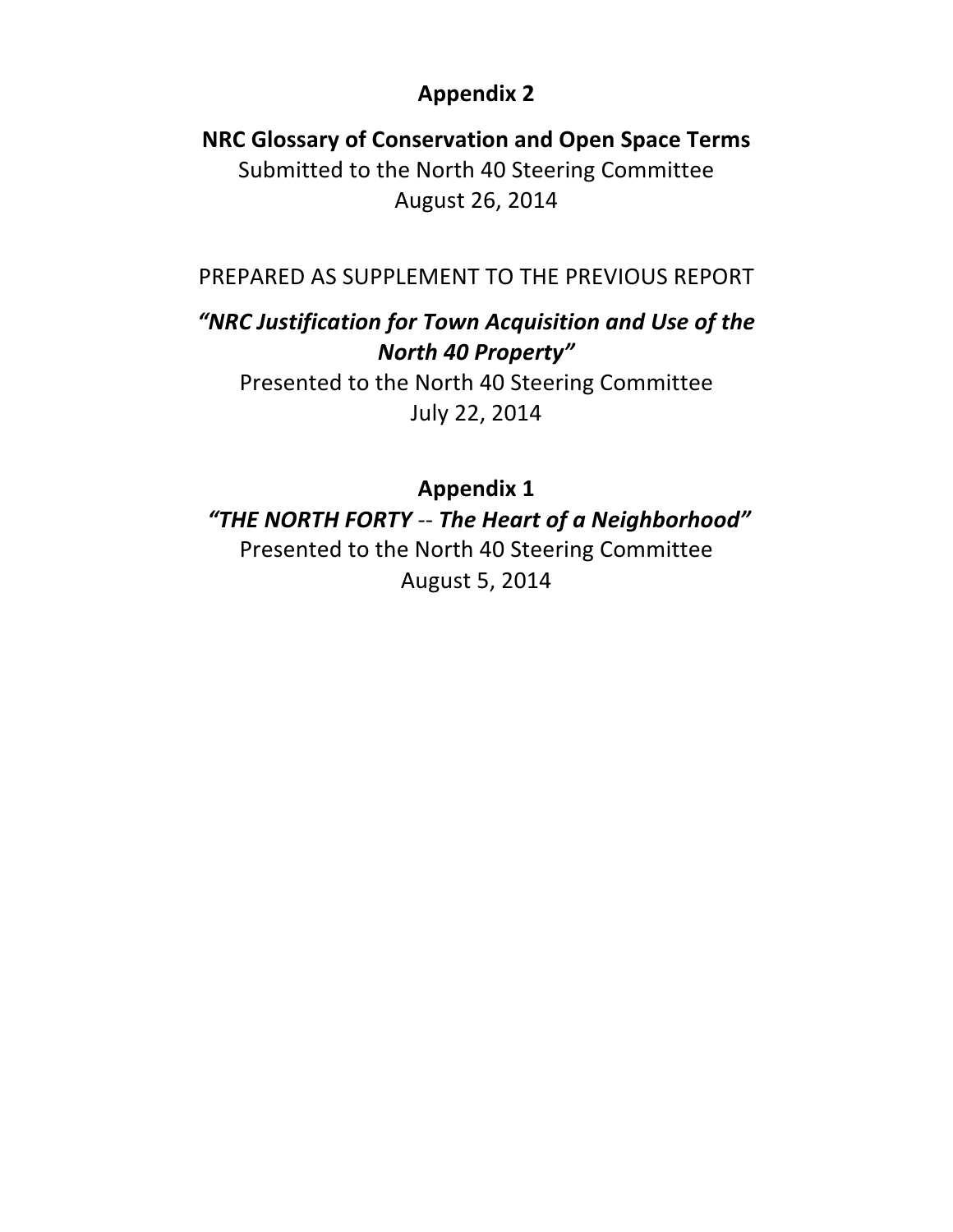# Appendix 2

## NRC Glossary of Conservation and Open Space Terms

Submitted to the North 40 Steering Committee
August 26, 2014

PREPARED AS SUPPLEMENT TO THE PREVIOUS REPORT

***"NRC Justification for Town Acquisition and Use of the North 40 Property"***

Presented to the North 40 Steering Committee
July 22, 2014

## Appendix 1

***"THE NORTH FORTY** -- **The Heart of a Neighborhood"***

Presented to the North 40 Steering Committee
August 5, 2014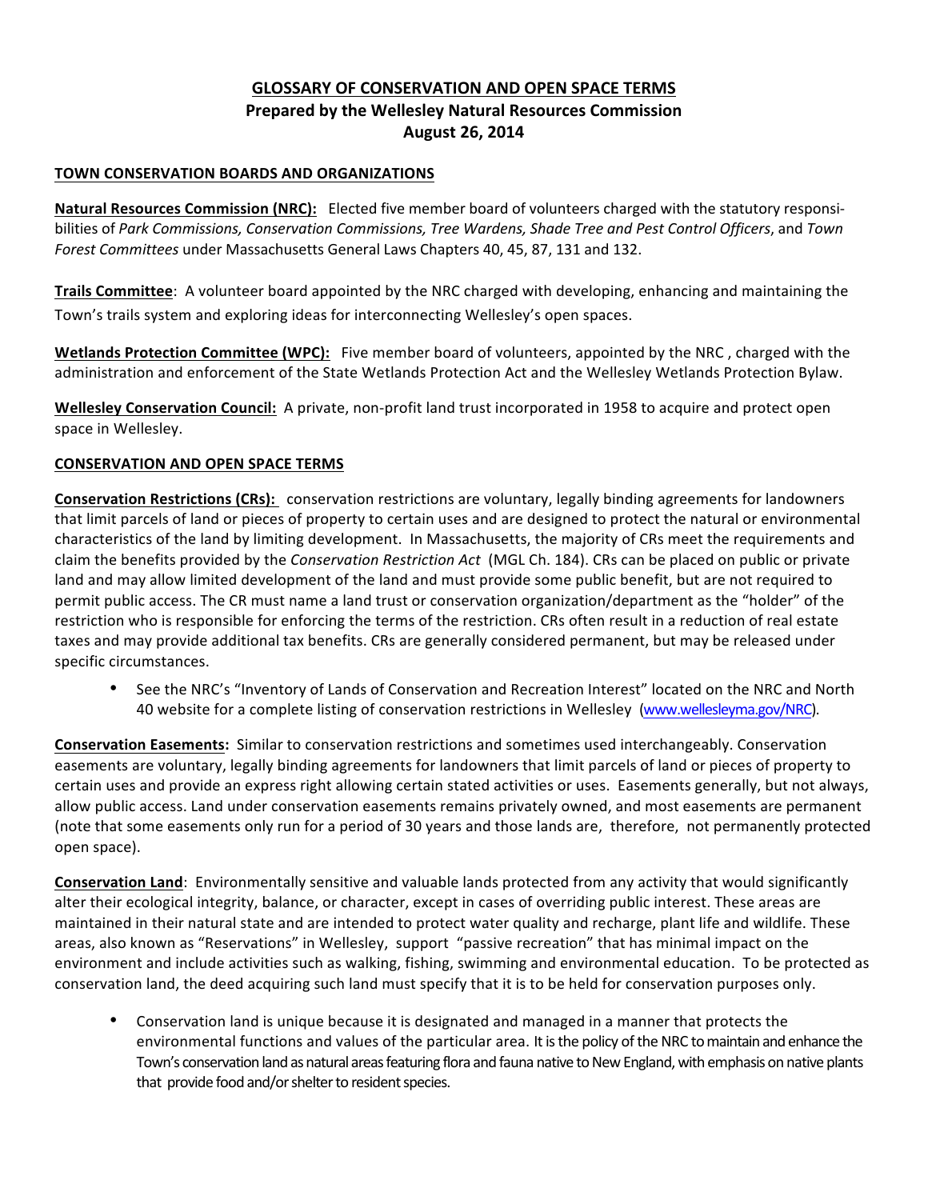## GLOSSARY OF CONSERVATION AND OPEN SPACE TERMS

**Prepared by the Wellesley Natural Resources Commission**

**August 26, 2014**

### TOWN CONSERVATION BOARDS AND ORGANIZATIONS

**Natural Resources Commission (NRC):** Elected five member board of volunteers charged with the statutory responsibilities of *Park Commissions, Conservation Commissions, Tree Wardens, Shade Tree and Pest Control Officers*, and *Town Forest Committees* under Massachusetts General Laws Chapters 40, 45, 87, 131 and 132.

**Trails Committee**: A volunteer board appointed by the NRC charged with developing, enhancing and maintaining the Town's trails system and exploring ideas for interconnecting Wellesley's open spaces.

**Wetlands Protection Committee (WPC):** Five member board of volunteers, appointed by the NRC , charged with the administration and enforcement of the State Wetlands Protection Act and the Wellesley Wetlands Protection Bylaw.

**Wellesley Conservation Council:** A private, non-profit land trust incorporated in 1958 to acquire and protect open space in Wellesley.

### CONSERVATION AND OPEN SPACE TERMS

**Conservation Restrictions (CRs):** conservation restrictions are voluntary, legally binding agreements for landowners that limit parcels of land or pieces of property to certain uses and are designed to protect the natural or environmental characteristics of the land by limiting development. In Massachusetts, the majority of CRs meet the requirements and claim the benefits provided by the *Conservation Restriction Act* (MGL Ch. 184). CRs can be placed on public or private land and may allow limited development of the land and must provide some public benefit, but are not required to permit public access. The CR must name a land trust or conservation organization/department as the "holder" of the restriction who is responsible for enforcing the terms of the restriction. CRs often result in a reduction of real estate taxes and may provide additional tax benefits. CRs are generally considered permanent, but may be released under specific circumstances.

- See the NRC's "Inventory of Lands of Conservation and Recreation Interest" located on the NRC and North 40 website for a complete listing of conservation restrictions in Wellesley (www.wellesleyma.gov/NRC).

**Conservation Easements:** Similar to conservation restrictions and sometimes used interchangeably. Conservation easements are voluntary, legally binding agreements for landowners that limit parcels of land or pieces of property to certain uses and provide an express right allowing certain stated activities or uses. Easements generally, but not always, allow public access. Land under conservation easements remains privately owned, and most easements are permanent (note that some easements only run for a period of 30 years and those lands are, therefore, not permanently protected open space).

**Conservation Land**: Environmentally sensitive and valuable lands protected from any activity that would significantly alter their ecological integrity, balance, or character, except in cases of overriding public interest. These areas are maintained in their natural state and are intended to protect water quality and recharge, plant life and wildlife. These areas, also known as "Reservations" in Wellesley, support "passive recreation" that has minimal impact on the environment and include activities such as walking, fishing, swimming and environmental education. To be protected as conservation land, the deed acquiring such land must specify that it is to be held for conservation purposes only.

- Conservation land is unique because it is designated and managed in a manner that protects the environmental functions and values of the particular area. It is the policy of the NRC to maintain and enhance the Town's conservation land as natural areas featuring flora and fauna native to New England, with emphasis on native plants that provide food and/or shelter to resident species.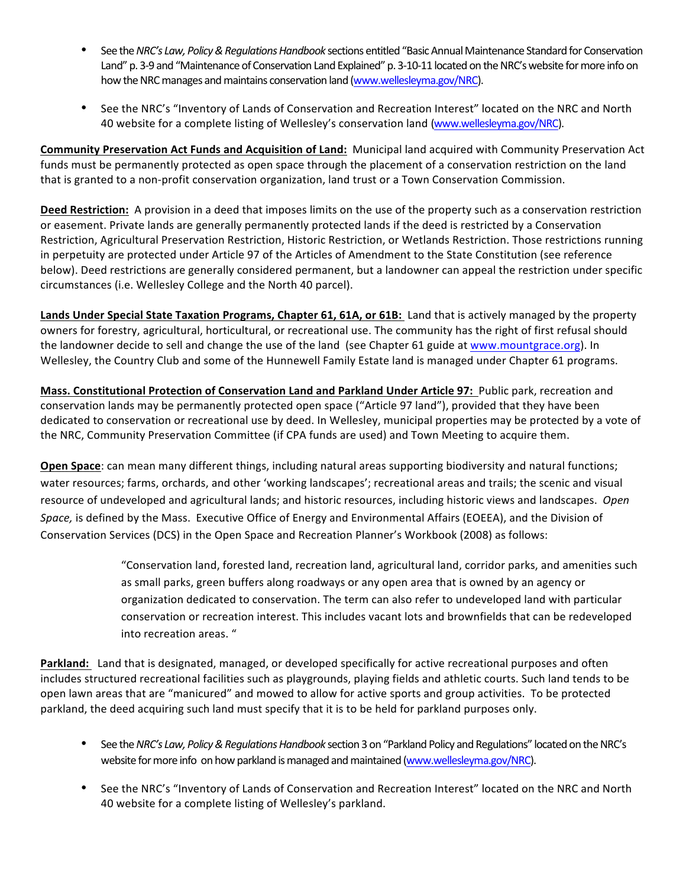- See the *NRC's Law, Policy & Regulations Handbook* sections entitled "Basic Annual Maintenance Standard for Conservation Land" p. 3-9 and "Maintenance of Conservation Land Explained" p. 3-10-11 located on the NRC's website for more info on how the NRC manages and maintains conservation land (www.wellesleyma.gov/NRC).

- See the NRC's "Inventory of Lands of Conservation and Recreation Interest" located on the NRC and North 40 website for a complete listing of Wellesley's conservation land (www.wellesleyma.gov/NRC).

**Community Preservation Act Funds and Acquisition of Land:** Municipal land acquired with Community Preservation Act funds must be permanently protected as open space through the placement of a conservation restriction on the land that is granted to a non-profit conservation organization, land trust or a Town Conservation Commission.

**Deed Restriction:** A provision in a deed that imposes limits on the use of the property such as a conservation restriction or easement. Private lands are generally permanently protected lands if the deed is restricted by a Conservation Restriction, Agricultural Preservation Restriction, Historic Restriction, or Wetlands Restriction. Those restrictions running in perpetuity are protected under Article 97 of the Articles of Amendment to the State Constitution (see reference below). Deed restrictions are generally considered permanent, but a landowner can appeal the restriction under specific circumstances (i.e. Wellesley College and the North 40 parcel).

**Lands Under Special State Taxation Programs, Chapter 61, 61A, or 61B:** Land that is actively managed by the property owners for forestry, agricultural, horticultural, or recreational use. The community has the right of first refusal should the landowner decide to sell and change the use of the land (see Chapter 61 guide at www.mountgrace.org). In Wellesley, the Country Club and some of the Hunnewell Family Estate land is managed under Chapter 61 programs.

**Mass. Constitutional Protection of Conservation Land and Parkland Under Article 97:** Public park, recreation and conservation lands may be permanently protected open space ("Article 97 land"), provided that they have been dedicated to conservation or recreational use by deed. In Wellesley, municipal properties may be protected by a vote of the NRC, Community Preservation Committee (if CPA funds are used) and Town Meeting to acquire them.

**Open Space**: can mean many different things, including natural areas supporting biodiversity and natural functions; water resources; farms, orchards, and other 'working landscapes'; recreational areas and trails; the scenic and visual resource of undeveloped and agricultural lands; and historic resources, including historic views and landscapes. *Open Space,* is defined by the Mass. Executive Office of Energy and Environmental Affairs (EOEEA), and the Division of Conservation Services (DCS) in the Open Space and Recreation Planner's Workbook (2008) as follows:

> "Conservation land, forested land, recreation land, agricultural land, corridor parks, and amenities such as small parks, green buffers along roadways or any open area that is owned by an agency or organization dedicated to conservation. The term can also refer to undeveloped land with particular conservation or recreation interest. This includes vacant lots and brownfields that can be redeveloped into recreation areas. "

**Parkland:** Land that is designated, managed, or developed specifically for active recreational purposes and often includes structured recreational facilities such as playgrounds, playing fields and athletic courts. Such land tends to be open lawn areas that are "manicured" and mowed to allow for active sports and group activities. To be protected parkland, the deed acquiring such land must specify that it is to be held for parkland purposes only.

- See the *NRC's Law, Policy & Regulations Handbook* section 3 on "Parkland Policy and Regulations" located on the NRC's website for more info on how parkland is managed and maintained (www.wellesleyma.gov/NRC).

- See the NRC's "Inventory of Lands of Conservation and Recreation Interest" located on the NRC and North 40 website for a complete listing of Wellesley's parkland.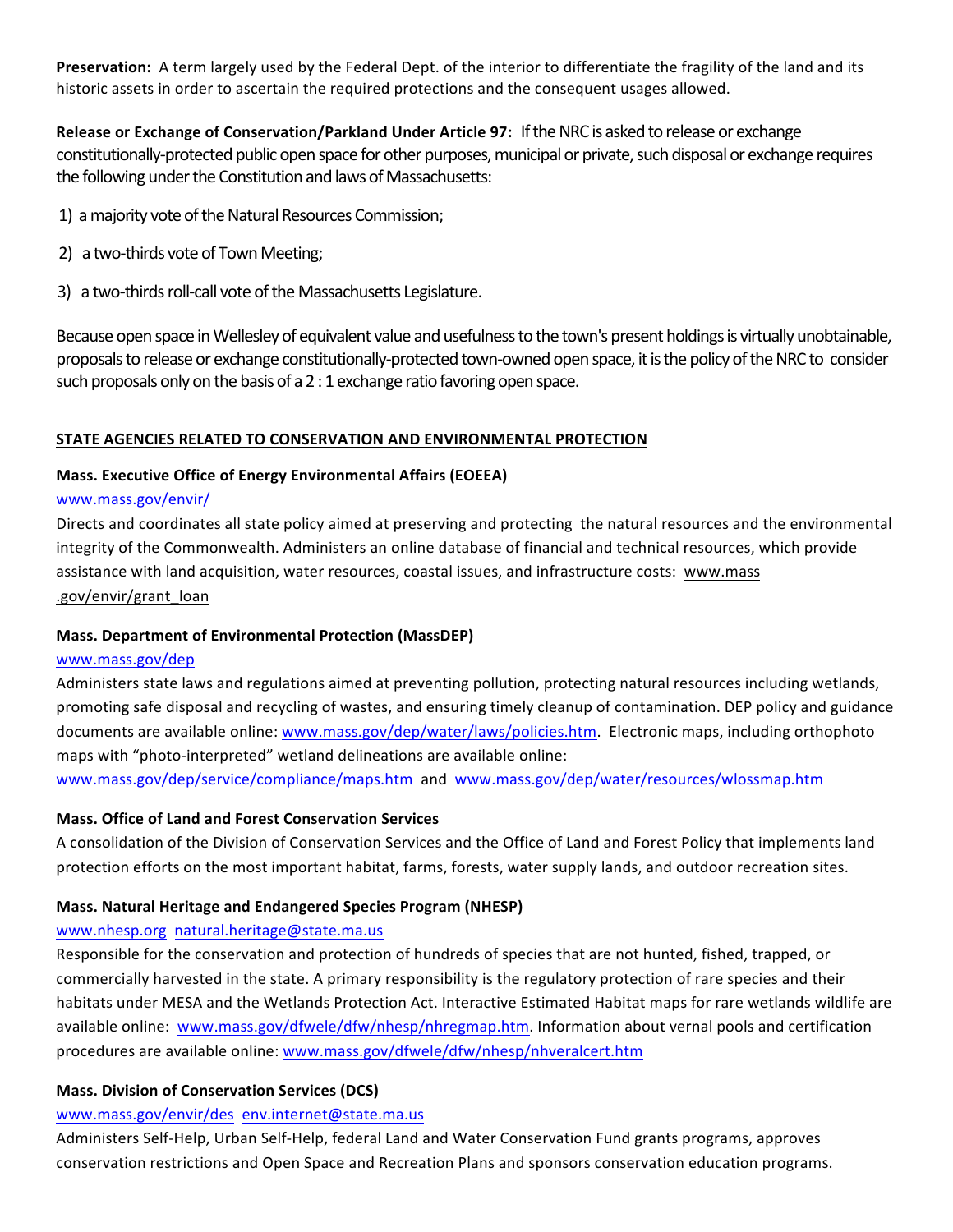**Preservation:** A term largely used by the Federal Dept. of the interior to differentiate the fragility of the land and its historic assets in order to ascertain the required protections and the consequent usages allowed.

**Release or Exchange of Conservation/Parkland Under Article 97:** If the NRC is asked to release or exchange constitutionally-protected public open space for other purposes, municipal or private, such disposal or exchange requires the following under the Constitution and laws of Massachusetts:

1) a majority vote of the Natural Resources Commission;
2) a two-thirds vote of Town Meeting;
3) a two-thirds roll-call vote of the Massachusetts Legislature.

Because open space in Wellesley of equivalent value and usefulness to the town's present holdings is virtually unobtainable, proposals to release or exchange constitutionally-protected town-owned open space, it is the policy of the NRC to consider such proposals only on the basis of a 2 : 1 exchange ratio favoring open space.

## STATE AGENCIES RELATED TO CONSERVATION AND ENVIRONMENTAL PROTECTION

### Mass. Executive Office of Energy Environmental Affairs (EOEEA)

www.mass.gov/envir/

Directs and coordinates all state policy aimed at preserving and protecting the natural resources and the environmental integrity of the Commonwealth. Administers an online database of financial and technical resources, which provide assistance with land acquisition, water resources, coastal issues, and infrastructure costs: www.mass .gov/envir/grant_loan

### Mass. Department of Environmental Protection (MassDEP)

www.mass.gov/dep

Administers state laws and regulations aimed at preventing pollution, protecting natural resources including wetlands, promoting safe disposal and recycling of wastes, and ensuring timely cleanup of contamination. DEP policy and guidance documents are available online: www.mass.gov/dep/water/laws/policies.htm. Electronic maps, including orthophoto maps with "photo-interpreted" wetland delineations are available online: www.mass.gov/dep/service/compliance/maps.htm and www.mass.gov/dep/water/resources/wlossmap.htm

### Mass. Office of Land and Forest Conservation Services

A consolidation of the Division of Conservation Services and the Office of Land and Forest Policy that implements land protection efforts on the most important habitat, farms, forests, water supply lands, and outdoor recreation sites.

### Mass. Natural Heritage and Endangered Species Program (NHESP)

www.nhesp.org natural.heritage@state.ma.us

Responsible for the conservation and protection of hundreds of species that are not hunted, fished, trapped, or commercially harvested in the state. A primary responsibility is the regulatory protection of rare species and their habitats under MESA and the Wetlands Protection Act. Interactive Estimated Habitat maps for rare wetlands wildlife are available online: www.mass.gov/dfwele/dfw/nhesp/nhregmap.htm. Information about vernal pools and certification procedures are available online: www.mass.gov/dfwele/dfw/nhesp/nhveralcert.htm

### Mass. Division of Conservation Services (DCS)

www.mass.gov/envir/des env.internet@state.ma.us

Administers Self-Help, Urban Self-Help, federal Land and Water Conservation Fund grants programs, approves conservation restrictions and Open Space and Recreation Plans and sponsors conservation education programs.